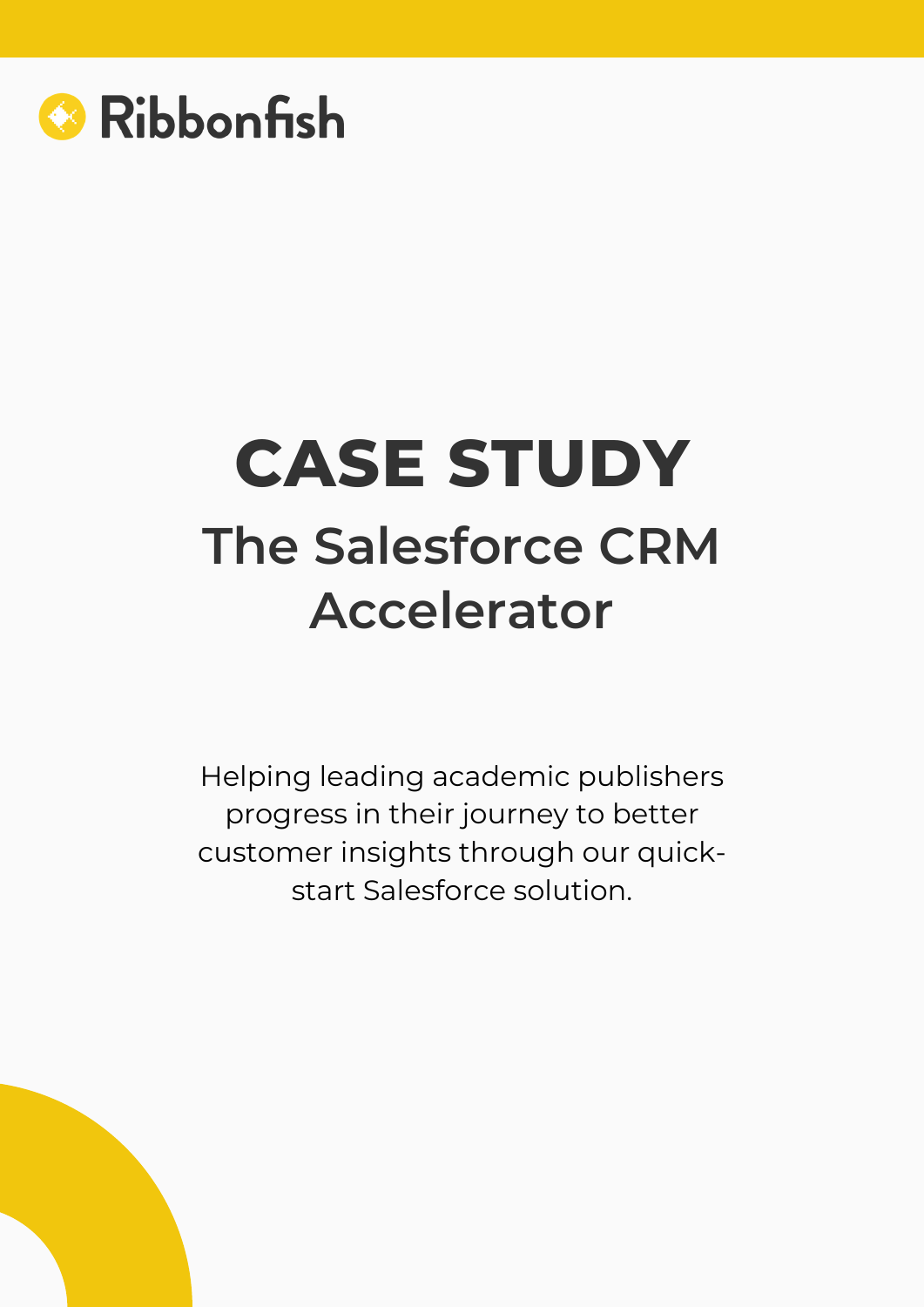Ribbonfish

# CASE STUDY

## The Salesforce CRM Accelerator

Helping leading academic publishers progress in their journey to better customer insights through our quick-start Salesforce solution.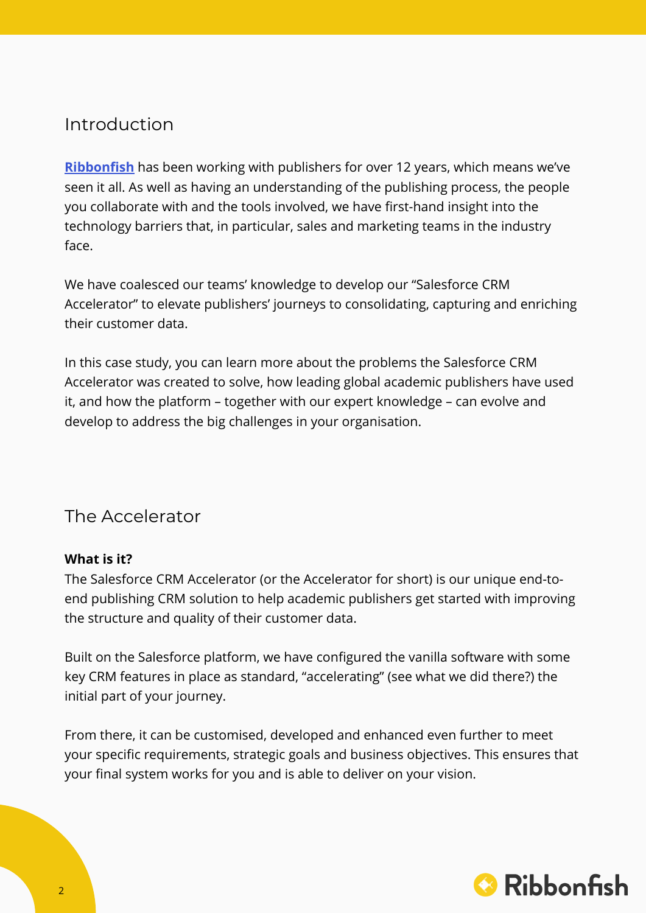## Introduction

**Ribbonfish** has been working with publishers for over 12 years, which means we've seen it all. As well as having an understanding of the publishing process, the people you collaborate with and the tools involved, we have first-hand insight into the technology barriers that, in particular, sales and marketing teams in the industry face.

We have coalesced our teams' knowledge to develop our "Salesforce CRM Accelerator" to elevate publishers' journeys to consolidating, capturing and enriching their customer data.

In this case study, you can learn more about the problems the Salesforce CRM Accelerator was created to solve, how leading global academic publishers have used it, and how the platform – together with our expert knowledge – can evolve and develop to address the big challenges in your organisation.

## The Accelerator

**What is it?**

The Salesforce CRM Accelerator (or the Accelerator for short) is our unique end-to-end publishing CRM solution to help academic publishers get started with improving the structure and quality of their customer data.

Built on the Salesforce platform, we have configured the vanilla software with some key CRM features in place as standard, "accelerating" (see what we did there?) the initial part of your journey.

From there, it can be customised, developed and enhanced even further to meet your specific requirements, strategic goals and business objectives. This ensures that your final system works for you and is able to deliver on your vision.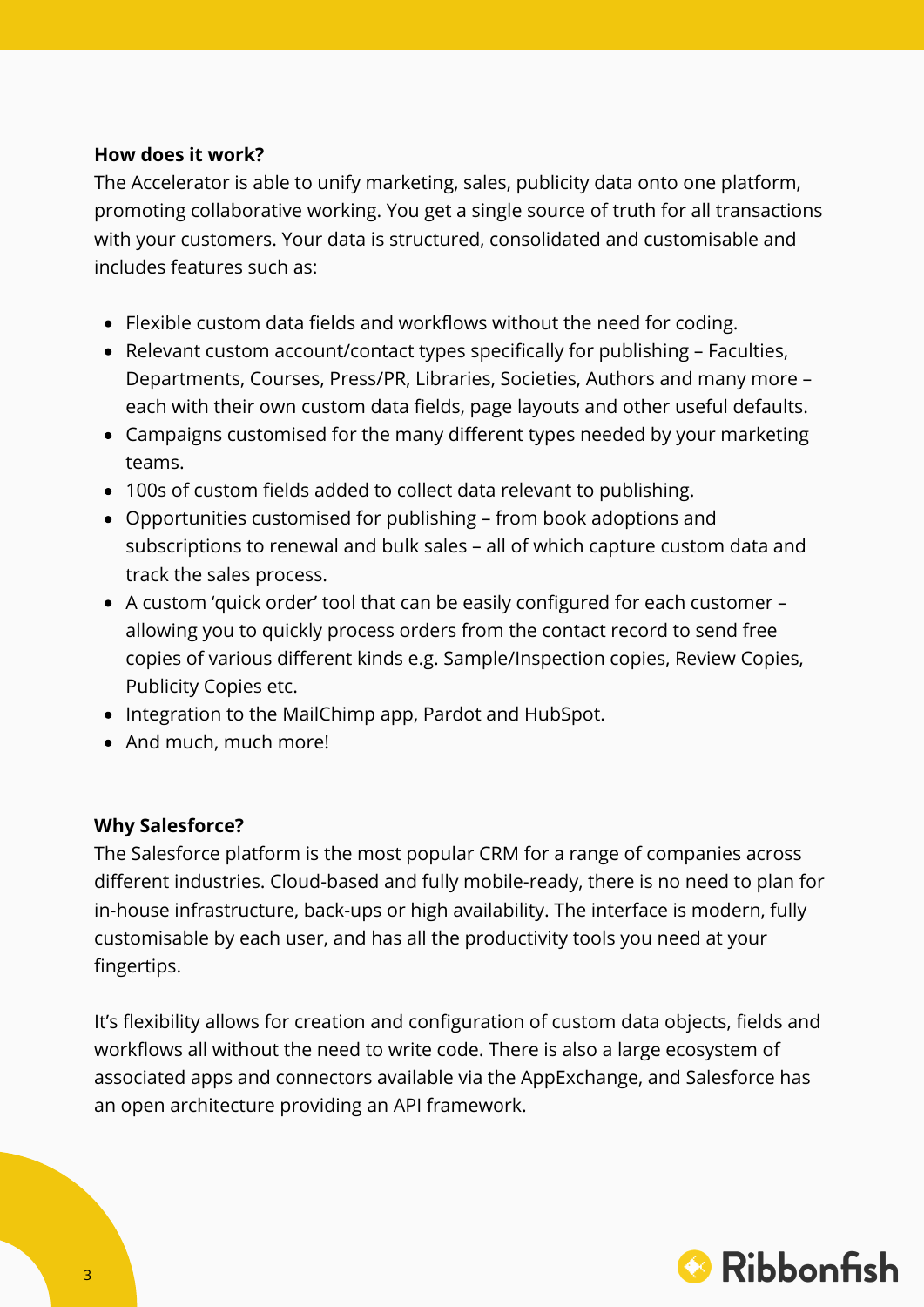**How does it work?**

The Accelerator is able to unify marketing, sales, publicity data onto one platform, promoting collaborative working. You get a single source of truth for all transactions with your customers. Your data is structured, consolidated and customisable and includes features such as:

- Flexible custom data fields and workflows without the need for coding.
- Relevant custom account/contact types specifically for publishing – Faculties, Departments, Courses, Press/PR, Libraries, Societies, Authors and many more – each with their own custom data fields, page layouts and other useful defaults.
- Campaigns customised for the many different types needed by your marketing teams.
- 100s of custom fields added to collect data relevant to publishing.
- Opportunities customised for publishing – from book adoptions and subscriptions to renewal and bulk sales – all of which capture custom data and track the sales process.
- A custom 'quick order' tool that can be easily configured for each customer – allowing you to quickly process orders from the contact record to send free copies of various different kinds e.g. Sample/Inspection copies, Review Copies, Publicity Copies etc.
- Integration to the MailChimp app, Pardot and HubSpot.
- And much, much more!

**Why Salesforce?**

The Salesforce platform is the most popular CRM for a range of companies across different industries. Cloud-based and fully mobile-ready, there is no need to plan for in-house infrastructure, back-ups or high availability. The interface is modern, fully customisable by each user, and has all the productivity tools you need at your fingertips.

It's flexibility allows for creation and configuration of custom data objects, fields and workflows all without the need to write code. There is also a large ecosystem of associated apps and connectors available via the AppExchange, and Salesforce has an open architecture providing an API framework.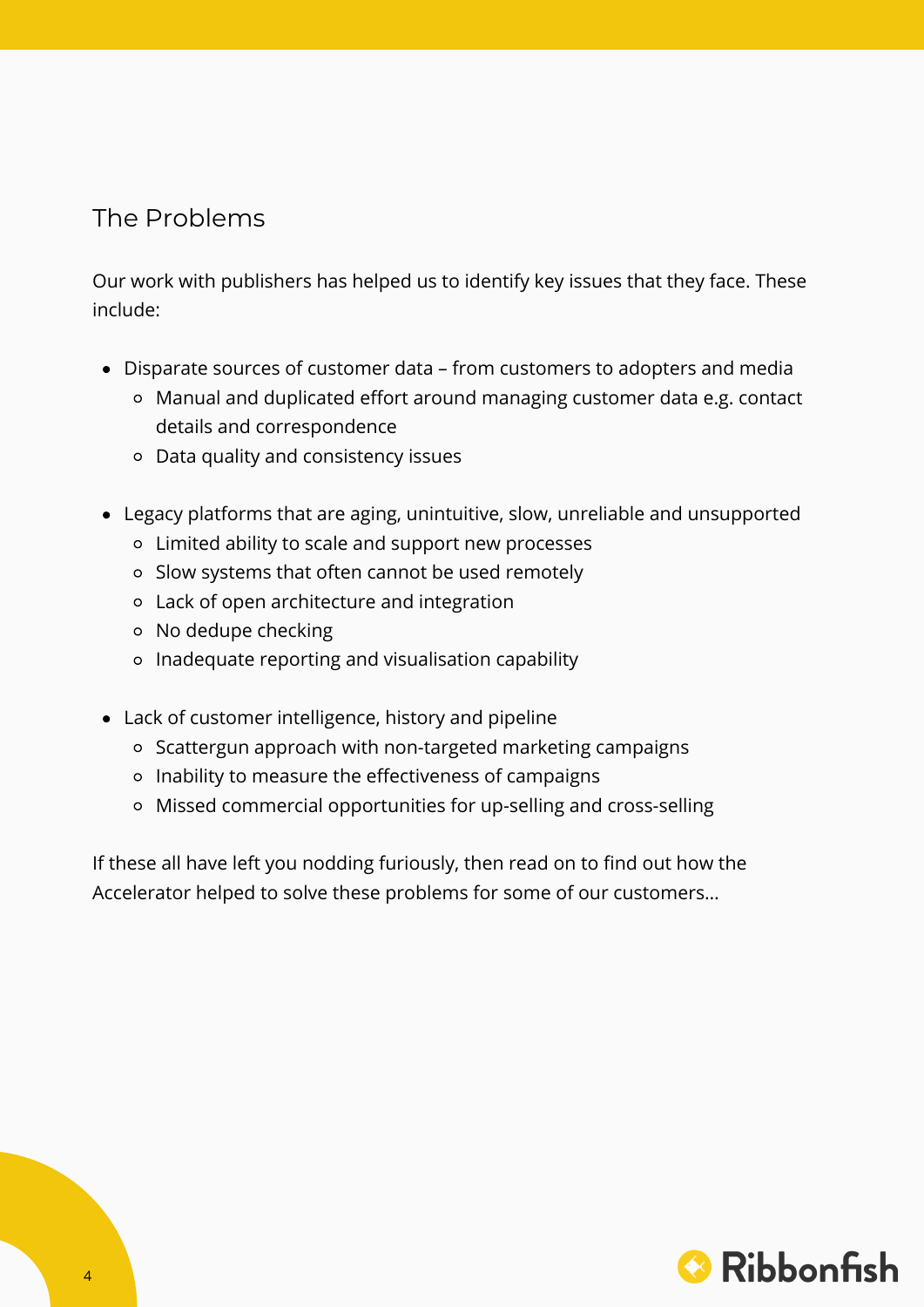## The Problems

Our work with publishers has helped us to identify key issues that they face. These include:

- Disparate sources of customer data – from customers to adopters and media
    - Manual and duplicated effort around managing customer data e.g. contact details and correspondence
    - Data quality and consistency issues

- Legacy platforms that are aging, unintuitive, slow, unreliable and unsupported
    - Limited ability to scale and support new processes
    - Slow systems that often cannot be used remotely
    - Lack of open architecture and integration
    - No dedupe checking
    - Inadequate reporting and visualisation capability

- Lack of customer intelligence, history and pipeline
    - Scattergun approach with non-targeted marketing campaigns
    - Inability to measure the effectiveness of campaigns
    - Missed commercial opportunities for up-selling and cross-selling

If these all have left you nodding furiously, then read on to find out how the Accelerator helped to solve these problems for some of our customers...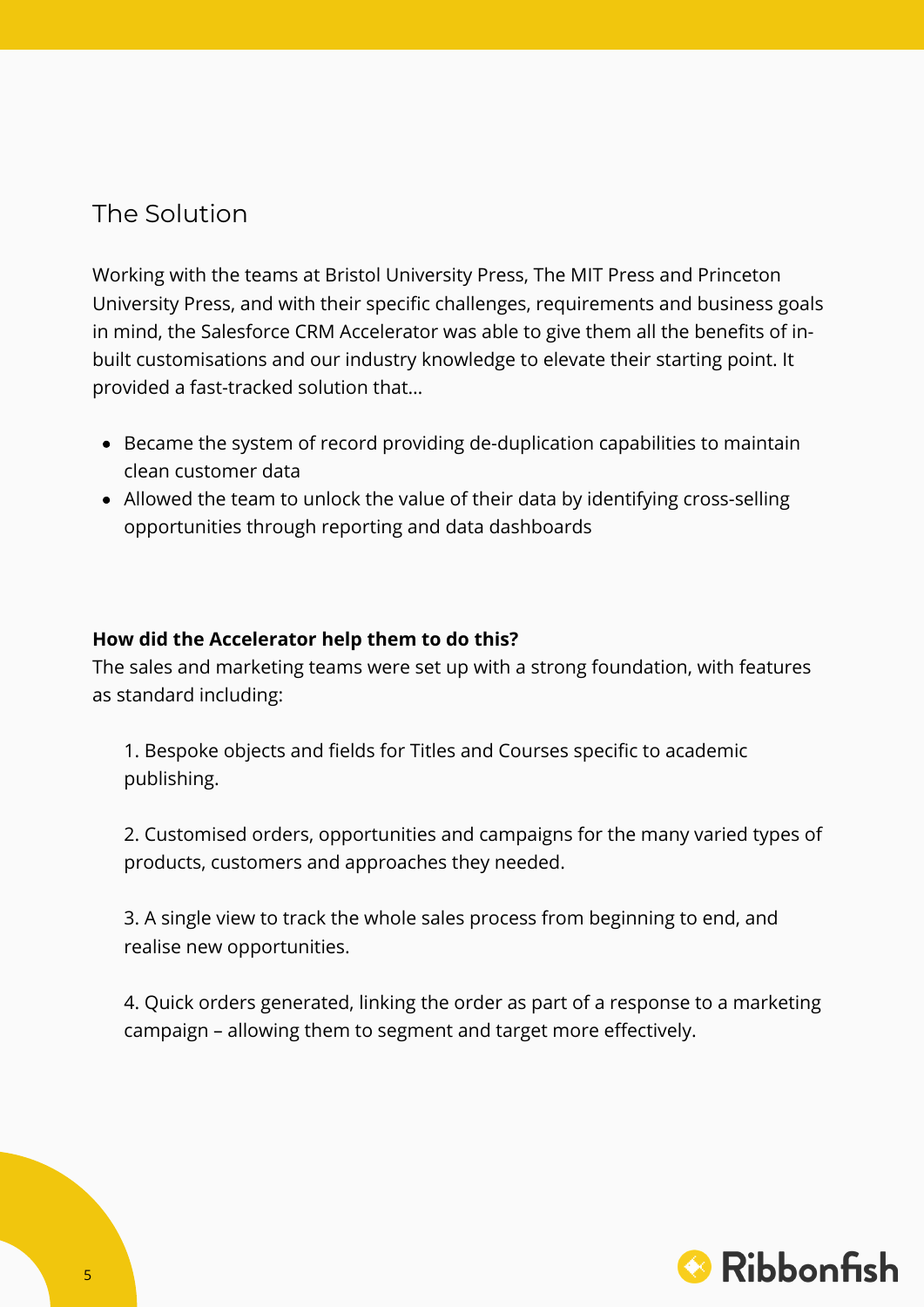## The Solution

Working with the teams at Bristol University Press, The MIT Press and Princeton University Press, and with their specific challenges, requirements and business goals in mind, the Salesforce CRM Accelerator was able to give them all the benefits of in-built customisations and our industry knowledge to elevate their starting point. It provided a fast-tracked solution that...

- Became the system of record providing de-duplication capabilities to maintain clean customer data
- Allowed the team to unlock the value of their data by identifying cross-selling opportunities through reporting and data dashboards

**How did the Accelerator help them to do this?**
The sales and marketing teams were set up with a strong foundation, with features as standard including:

1. Bespoke objects and fields for Titles and Courses specific to academic publishing.

2. Customised orders, opportunities and campaigns for the many varied types of products, customers and approaches they needed.

3. A single view to track the whole sales process from beginning to end, and realise new opportunities.

4. Quick orders generated, linking the order as part of a response to a marketing campaign – allowing them to segment and target more effectively.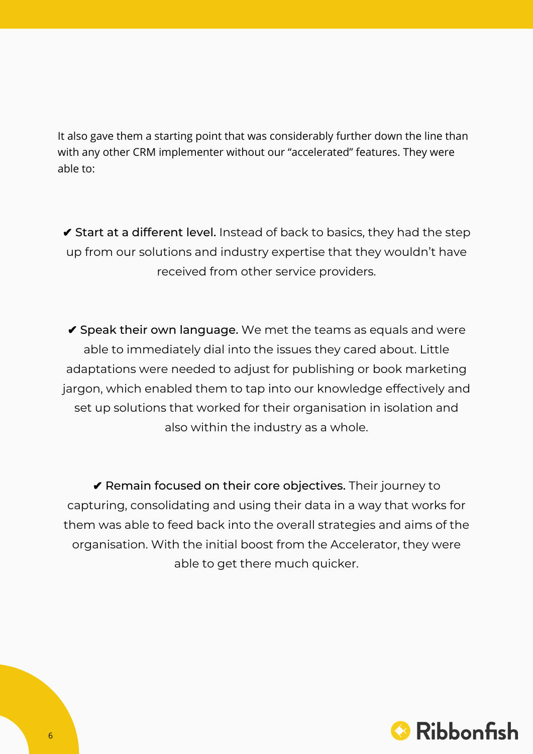It also gave them a starting point that was considerably further down the line than with any other CRM implementer without our "accelerated" features. They were able to:

✔ **Start at a different level.** Instead of back to basics, they had the step up from our solutions and industry expertise that they wouldn't have received from other service providers.

✔ **Speak their own language.** We met the teams as equals and were able to immediately dial into the issues they cared about. Little adaptations were needed to adjust for publishing or book marketing jargon, which enabled them to tap into our knowledge effectively and set up solutions that worked for their organisation in isolation and also within the industry as a whole.

✔ **Remain focused on their core objectives.** Their journey to capturing, consolidating and using their data in a way that works for them was able to feed back into the overall strategies and aims of the organisation. With the initial boost from the Accelerator, they were able to get there much quicker.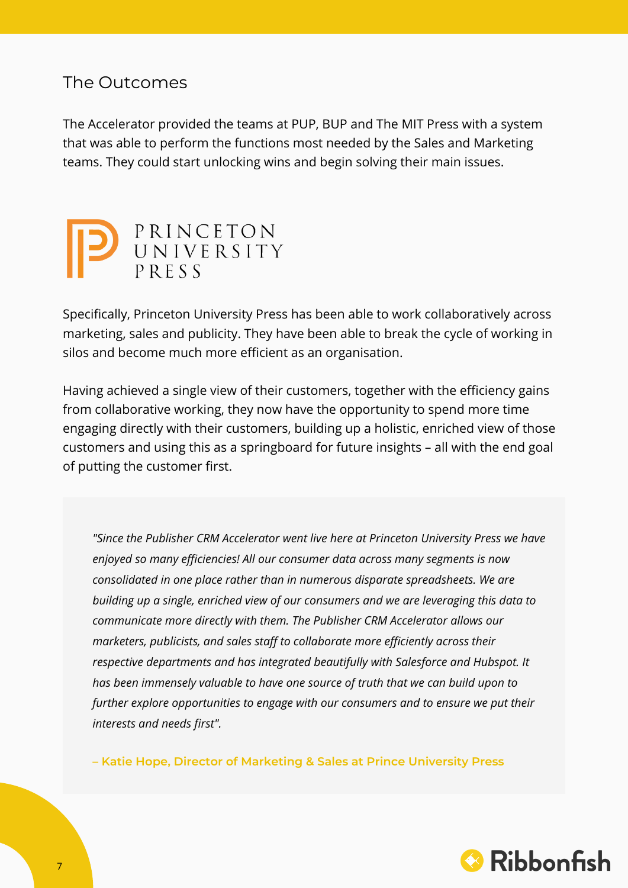## The Outcomes

The Accelerator provided the teams at PUP, BUP and The MIT Press with a system that was able to perform the functions most needed by the Sales and Marketing teams. They could start unlocking wins and begin solving their main issues.

PRINCETON UNIVERSITY PRESS

Specifically, Princeton University Press has been able to work collaboratively across marketing, sales and publicity. They have been able to break the cycle of working in silos and become much more efficient as an organisation.

Having achieved a single view of their customers, together with the efficiency gains from collaborative working, they now have the opportunity to spend more time engaging directly with their customers, building up a holistic, enriched view of those customers and using this as a springboard for future insights – all with the end goal of putting the customer first.

> *"Since the Publisher CRM Accelerator went live here at Princeton University Press we have enjoyed so many efficiencies! All our consumer data across many segments is now consolidated in one place rather than in numerous disparate spreadsheets. We are building up a single, enriched view of our consumers and we are leveraging this data to communicate more directly with them. The Publisher CRM Accelerator allows our marketers, publicists, and sales staff to collaborate more efficiently across their respective departments and has integrated beautifully with Salesforce and Hubspot. It has been immensely valuable to have one source of truth that we can build upon to further explore opportunities to engage with our consumers and to ensure we put their interests and needs first".*
>
> **– Katie Hope, Director of Marketing & Sales at Prince University Press**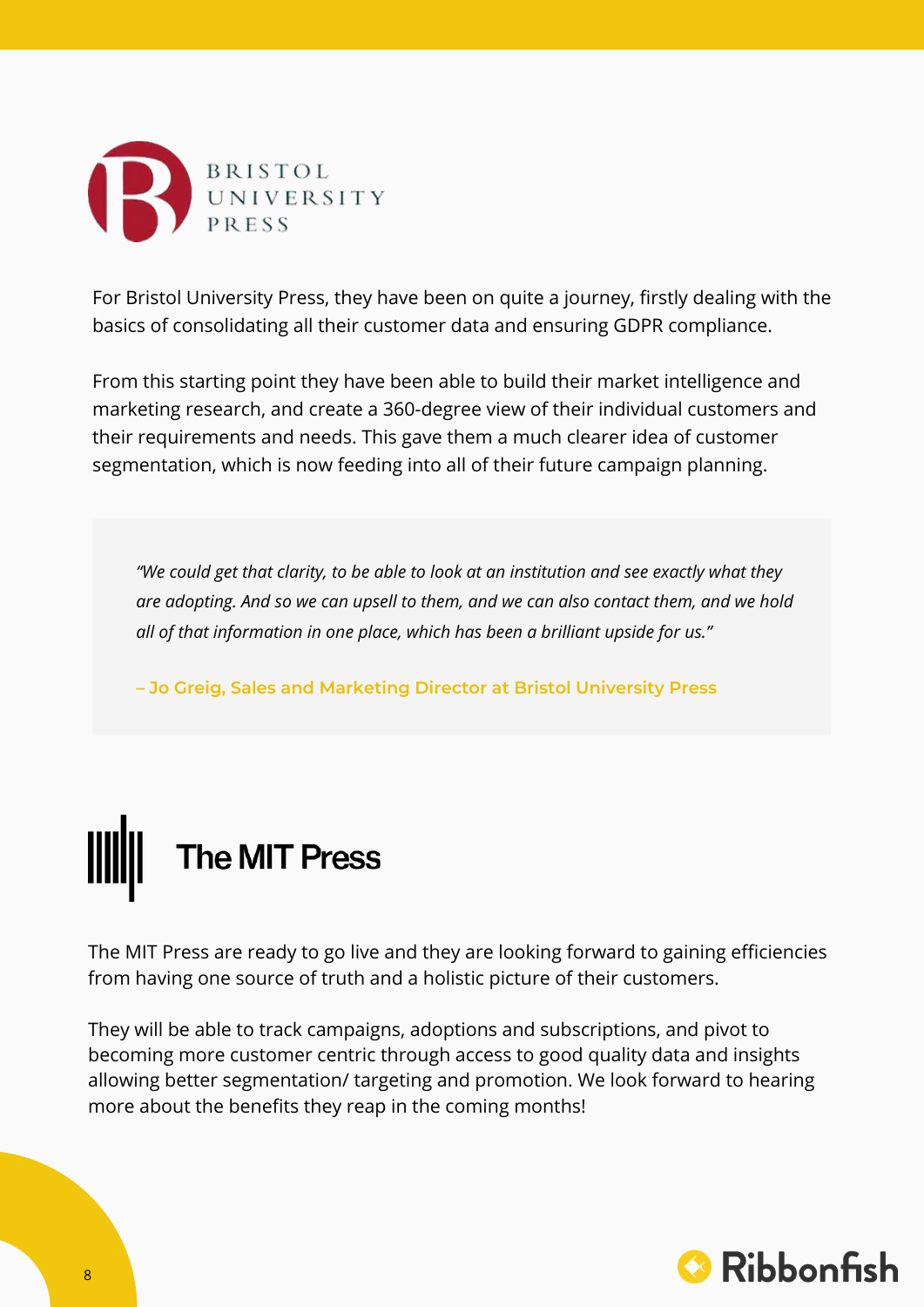## Bristol University Press

For Bristol University Press, they have been on quite a journey, firstly dealing with the basics of consolidating all their customer data and ensuring GDPR compliance.

From this starting point they have been able to build their market intelligence and marketing research, and create a 360-degree view of their individual customers and their requirements and needs. This gave them a much clearer idea of customer segmentation, which is now feeding into all of their future campaign planning.

> *"We could get that clarity, to be able to look at an institution and see exactly what they are adopting. And so we can upsell to them, and we can also contact them, and we hold all of that information in one place, which has been a brilliant upside for us."*
>
> **– Jo Greig, Sales and Marketing Director at Bristol University Press**

## The MIT Press

The MIT Press are ready to go live and they are looking forward to gaining efficiencies from having one source of truth and a holistic picture of their customers.

They will be able to track campaigns, adoptions and subscriptions, and pivot to becoming more customer centric through access to good quality data and insights allowing better segmentation/ targeting and promotion. We look forward to hearing more about the benefits they reap in the coming months!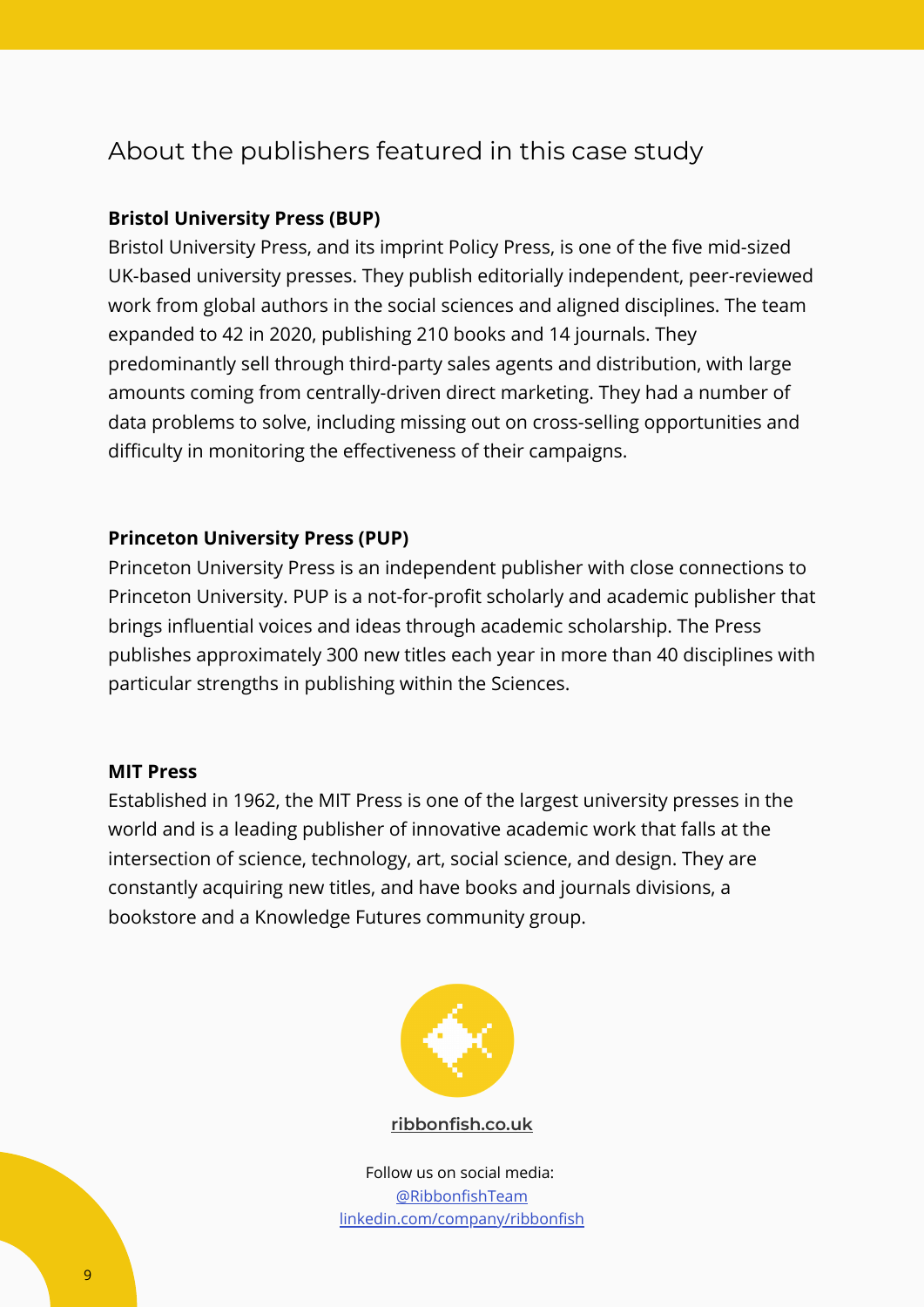## About the publishers featured in this case study

**Bristol University Press (BUP)**

Bristol University Press, and its imprint Policy Press, is one of the five mid-sized UK-based university presses. They publish editorially independent, peer-reviewed work from global authors in the social sciences and aligned disciplines. The team expanded to 42 in 2020, publishing 210 books and 14 journals. They predominantly sell through third-party sales agents and distribution, with large amounts coming from centrally-driven direct marketing. They had a number of data problems to solve, including missing out on cross-selling opportunities and difficulty in monitoring the effectiveness of their campaigns.

**Princeton University Press (PUP)**

Princeton University Press is an independent publisher with close connections to Princeton University. PUP is a not-for-profit scholarly and academic publisher that brings influential voices and ideas through academic scholarship. The Press publishes approximately 300 new titles each year in more than 40 disciplines with particular strengths in publishing within the Sciences.

**MIT Press**

Established in 1962, the MIT Press is one of the largest university presses in the world and is a leading publisher of innovative academic work that falls at the intersection of science, technology, art, social science, and design. They are constantly acquiring new titles, and have books and journals divisions, a bookstore and a Knowledge Futures community group.

**ribbonfish.co.uk**

Follow us on social media:
@RibbonfishTeam
linkedin.com/company/ribbonfish